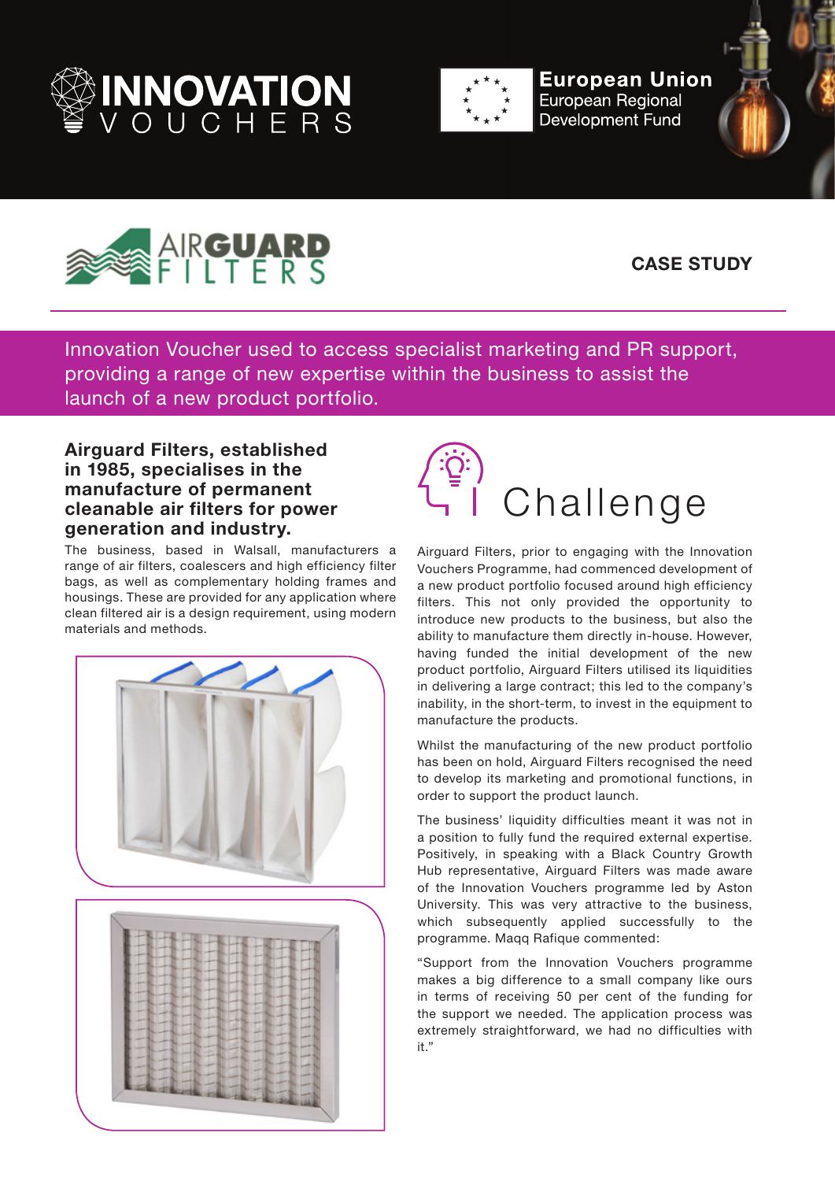INNOVATION VOUCHERS

European Union
European Regional Development Fund

AIRGUARD FILTERS

**CASE STUDY**

Innovation Voucher used to access specialist marketing and PR support, providing a range of new expertise within the business to assist the launch of a new product portfolio.

### Airguard Filters, established in 1985, specialises in the manufacture of permanent cleanable air filters for power generation and industry.

The business, based in Walsall, manufacturers a range of air filters, coalescers and high efficiency filter bags, as well as complementary holding frames and housings. These are provided for any application where clean filtered air is a design requirement, using modern materials and methods.

# Challenge

Airguard Filters, prior to engaging with the Innovation Vouchers Programme, had commenced development of a new product portfolio focused around high efficiency filters. This not only provided the opportunity to introduce new products to the business, but also the ability to manufacture them directly in-house. However, having funded the initial development of the new product portfolio, Airguard Filters utilised its liquidities in delivering a large contract; this led to the company's inability, in the short-term, to invest in the equipment to manufacture the products.

Whilst the manufacturing of the new product portfolio has been on hold, Airguard Filters recognised the need to develop its marketing and promotional functions, in order to support the product launch.

The business' liquidity difficulties meant it was not in a position to fully fund the required external expertise. Positively, in speaking with a Black Country Growth Hub representative, Airguard Filters was made aware of the Innovation Vouchers programme led by Aston University. This was very attractive to the business, which subsequently applied successfully to the programme. Maqq Rafique commented:

"Support from the Innovation Vouchers programme makes a big difference to a small company like ours in terms of receiving 50 per cent of the funding for the support we needed. The application process was extremely straightforward, we had no difficulties with it."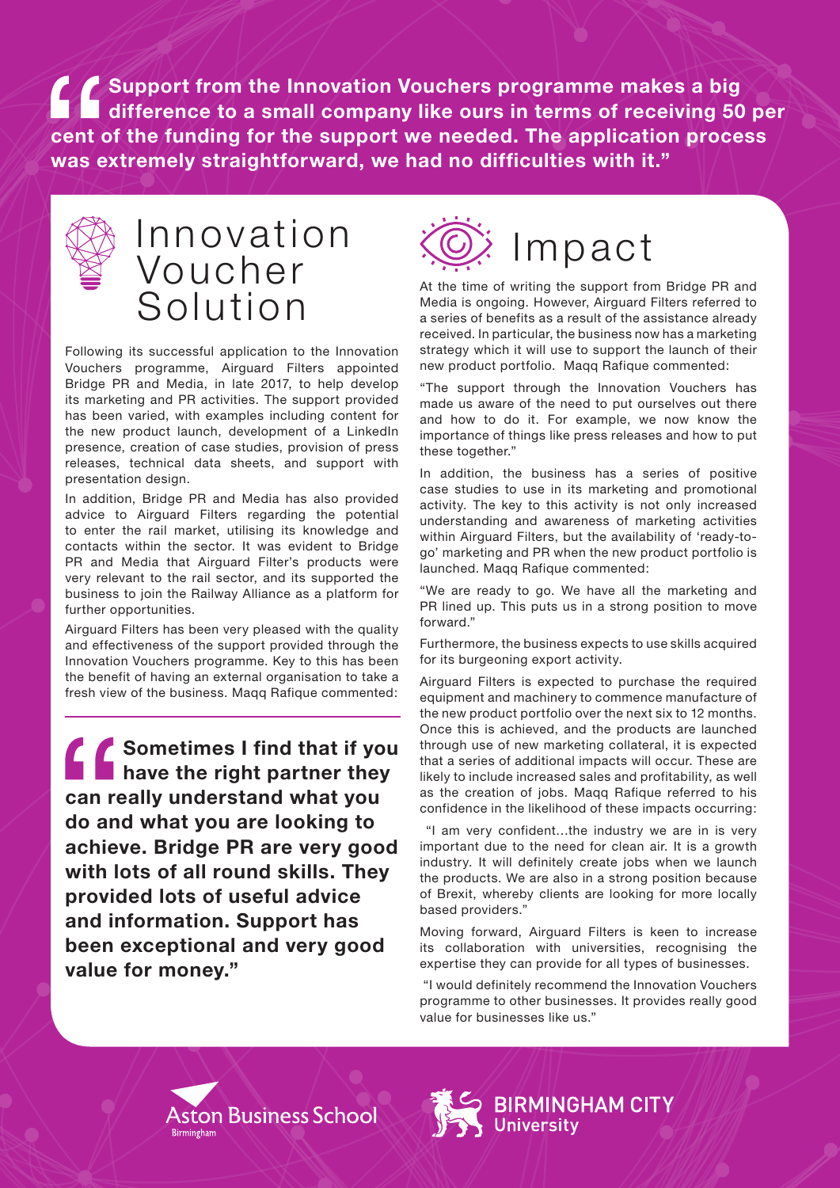**"Support from the Innovation Vouchers programme makes a big difference to a small company like ours in terms of receiving 50 per cent of the funding for the support we needed. The application process was extremely straightforward, we had no difficulties with it."**

## Innovation Voucher Solution

Following its successful application to the Innovation Vouchers programme, Airguard Filters appointed Bridge PR and Media, in late 2017, to help develop its marketing and PR activities. The support provided has been varied, with examples including content for the new product launch, development of a LinkedIn presence, creation of case studies, provision of press releases, technical data sheets, and support with presentation design.

In addition, Bridge PR and Media has also provided advice to Airguard Filters regarding the potential to enter the rail market, utilising its knowledge and contacts within the sector. It was evident to Bridge PR and Media that Airguard Filter's products were very relevant to the rail sector, and its supported the business to join the Railway Alliance as a platform for further opportunities.

Airguard Filters has been very pleased with the quality and effectiveness of the support provided through the Innovation Vouchers programme. Key to this has been the benefit of having an external organisation to take a fresh view of the business. Maqq Rafique commented:

**"Sometimes I find that if you have the right partner they can really understand what you do and what you are looking to achieve. Bridge PR are very good with lots of all round skills. They provided lots of useful advice and information. Support has been exceptional and very good value for money."**

## Impact

At the time of writing the support from Bridge PR and Media is ongoing. However, Airguard Filters referred to a series of benefits as a result of the assistance already received. In particular, the business now has a marketing strategy which it will use to support the launch of their new product portfolio. Maqq Rafique commented:

"The support through the Innovation Vouchers has made us aware of the need to put ourselves out there and how to do it. For example, we now know the importance of things like press releases and how to put these together."

In addition, the business has a series of positive case studies to use in its marketing and promotional activity. The key to this activity is not only increased understanding and awareness of marketing activities within Airguard Filters, but the availability of 'ready-to-go' marketing and PR when the new product portfolio is launched. Maqq Rafique commented:

"We are ready to go. We have all the marketing and PR lined up. This puts us in a strong position to move forward."

Furthermore, the business expects to use skills acquired for its burgeoning export activity.

Airguard Filters is expected to purchase the required equipment and machinery to commence manufacture of the new product portfolio over the next six to 12 months. Once this is achieved, and the products are launched through use of new marketing collateral, it is expected that a series of additional impacts will occur. These are likely to include increased sales and profitability, as well as the creation of jobs. Maqq Rafique referred to his confidence in the likelihood of these impacts occurring:

"I am very confident…the industry we are in is very important due to the need for clean air. It is a growth industry. It will definitely create jobs when we launch the products. We are also in a strong position because of Brexit, whereby clients are looking for more locally based providers."

Moving forward, Airguard Filters is keen to increase its collaboration with universities, recognising the expertise they can provide for all types of businesses.

"I would definitely recommend the Innovation Vouchers programme to other businesses. It provides really good value for businesses like us."

Aston Business School Birmingham

BIRMINGHAM CITY University